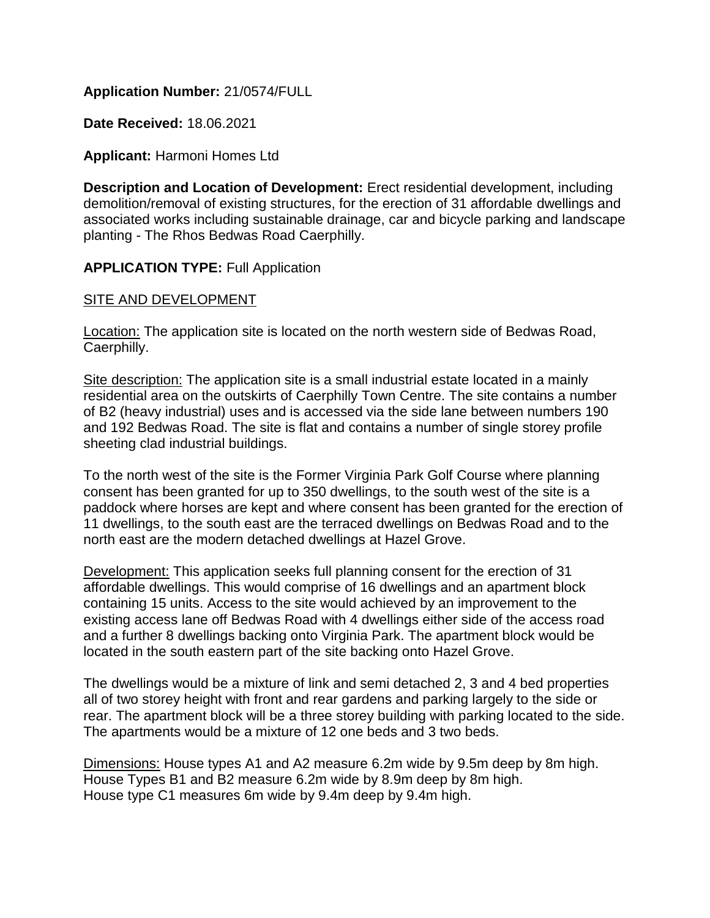**Application Number:** 21/0574/FULL

**Date Received:** 18.06.2021

**Applicant:** Harmoni Homes Ltd

**Description and Location of Development:** Erect residential development, including demolition/removal of existing structures, for the erection of 31 affordable dwellings and associated works including sustainable drainage, car and bicycle parking and landscape planting - The Rhos Bedwas Road Caerphilly.

**APPLICATION TYPE:** Full Application

SITE AND DEVELOPMENT

Location: The application site is located on the north western side of Bedwas Road, Caerphilly.

Site description: The application site is a small industrial estate located in a mainly residential area on the outskirts of Caerphilly Town Centre. The site contains a number of B2 (heavy industrial) uses and is accessed via the side lane between numbers 190 and 192 Bedwas Road. The site is flat and contains a number of single storey profile sheeting clad industrial buildings.

To the north west of the site is the Former Virginia Park Golf Course where planning consent has been granted for up to 350 dwellings, to the south west of the site is a paddock where horses are kept and where consent has been granted for the erection of 11 dwellings, to the south east are the terraced dwellings on Bedwas Road and to the north east are the modern detached dwellings at Hazel Grove.

Development: This application seeks full planning consent for the erection of 31 affordable dwellings. This would comprise of 16 dwellings and an apartment block containing 15 units. Access to the site would achieved by an improvement to the existing access lane off Bedwas Road with 4 dwellings either side of the access road and a further 8 dwellings backing onto Virginia Park. The apartment block would be located in the south eastern part of the site backing onto Hazel Grove.

The dwellings would be a mixture of link and semi detached 2, 3 and 4 bed properties all of two storey height with front and rear gardens and parking largely to the side or rear. The apartment block will be a three storey building with parking located to the side. The apartments would be a mixture of 12 one beds and 3 two beds.

Dimensions: House types A1 and A2 measure 6.2m wide by 9.5m deep by 8m high.
House Types B1 and B2 measure 6.2m wide by 8.9m deep by 8m high.
House type C1 measures 6m wide by 9.4m deep by 9.4m high.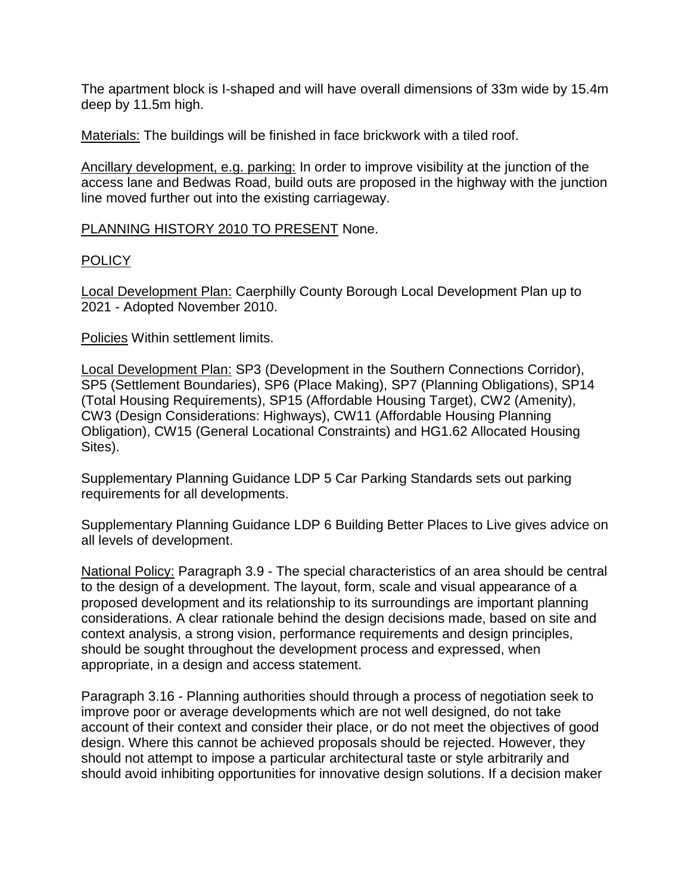The apartment block is I-shaped and will have overall dimensions of 33m wide by 15.4m deep by 11.5m high.

Materials: The buildings will be finished in face brickwork with a tiled roof.

Ancillary development, e.g. parking: In order to improve visibility at the junction of the access lane and Bedwas Road, build outs are proposed in the highway with the junction line moved further out into the existing carriageway.

PLANNING HISTORY 2010 TO PRESENT None.

POLICY

Local Development Plan: Caerphilly County Borough Local Development Plan up to 2021 - Adopted November 2010.

Policies Within settlement limits.

Local Development Plan: SP3 (Development in the Southern Connections Corridor), SP5 (Settlement Boundaries), SP6 (Place Making), SP7 (Planning Obligations), SP14 (Total Housing Requirements), SP15 (Affordable Housing Target), CW2 (Amenity), CW3 (Design Considerations: Highways), CW11 (Affordable Housing Planning Obligation), CW15 (General Locational Constraints) and HG1.62 Allocated Housing Sites).

Supplementary Planning Guidance LDP 5 Car Parking Standards sets out parking requirements for all developments.

Supplementary Planning Guidance LDP 6 Building Better Places to Live gives advice on all levels of development.

National Policy: Paragraph 3.9 - The special characteristics of an area should be central to the design of a development. The layout, form, scale and visual appearance of a proposed development and its relationship to its surroundings are important planning considerations. A clear rationale behind the design decisions made, based on site and context analysis, a strong vision, performance requirements and design principles, should be sought throughout the development process and expressed, when appropriate, in a design and access statement.

Paragraph 3.16 - Planning authorities should through a process of negotiation seek to improve poor or average developments which are not well designed, do not take account of their context and consider their place, or do not meet the objectives of good design. Where this cannot be achieved proposals should be rejected. However, they should not attempt to impose a particular architectural taste or style arbitrarily and should avoid inhibiting opportunities for innovative design solutions. If a decision maker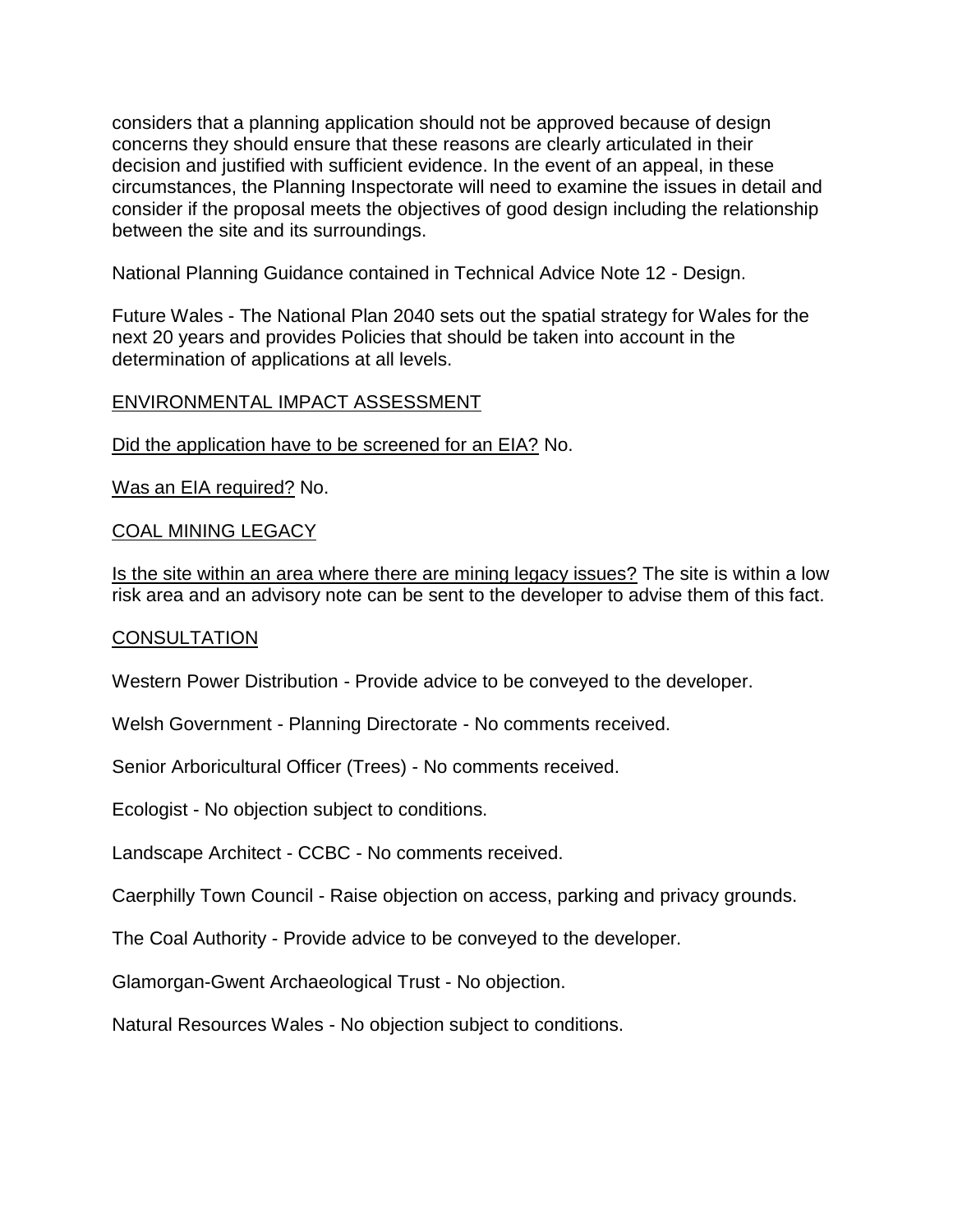considers that a planning application should not be approved because of design concerns they should ensure that these reasons are clearly articulated in their decision and justified with sufficient evidence. In the event of an appeal, in these circumstances, the Planning Inspectorate will need to examine the issues in detail and consider if the proposal meets the objectives of good design including the relationship between the site and its surroundings.

National Planning Guidance contained in Technical Advice Note 12 - Design.

Future Wales - The National Plan 2040 sets out the spatial strategy for Wales for the next 20 years and provides Policies that should be taken into account in the determination of applications at all levels.

ENVIRONMENTAL IMPACT ASSESSMENT

Did the application have to be screened for an EIA? No.

Was an EIA required? No.

COAL MINING LEGACY

Is the site within an area where there are mining legacy issues? The site is within a low risk area and an advisory note can be sent to the developer to advise them of this fact.

CONSULTATION

Western Power Distribution - Provide advice to be conveyed to the developer.

Welsh Government - Planning Directorate - No comments received.

Senior Arboricultural Officer (Trees) - No comments received.

Ecologist - No objection subject to conditions.

Landscape Architect - CCBC - No comments received.

Caerphilly Town Council - Raise objection on access, parking and privacy grounds.

The Coal Authority - Provide advice to be conveyed to the developer.

Glamorgan-Gwent Archaeological Trust - No objection.

Natural Resources Wales - No objection subject to conditions.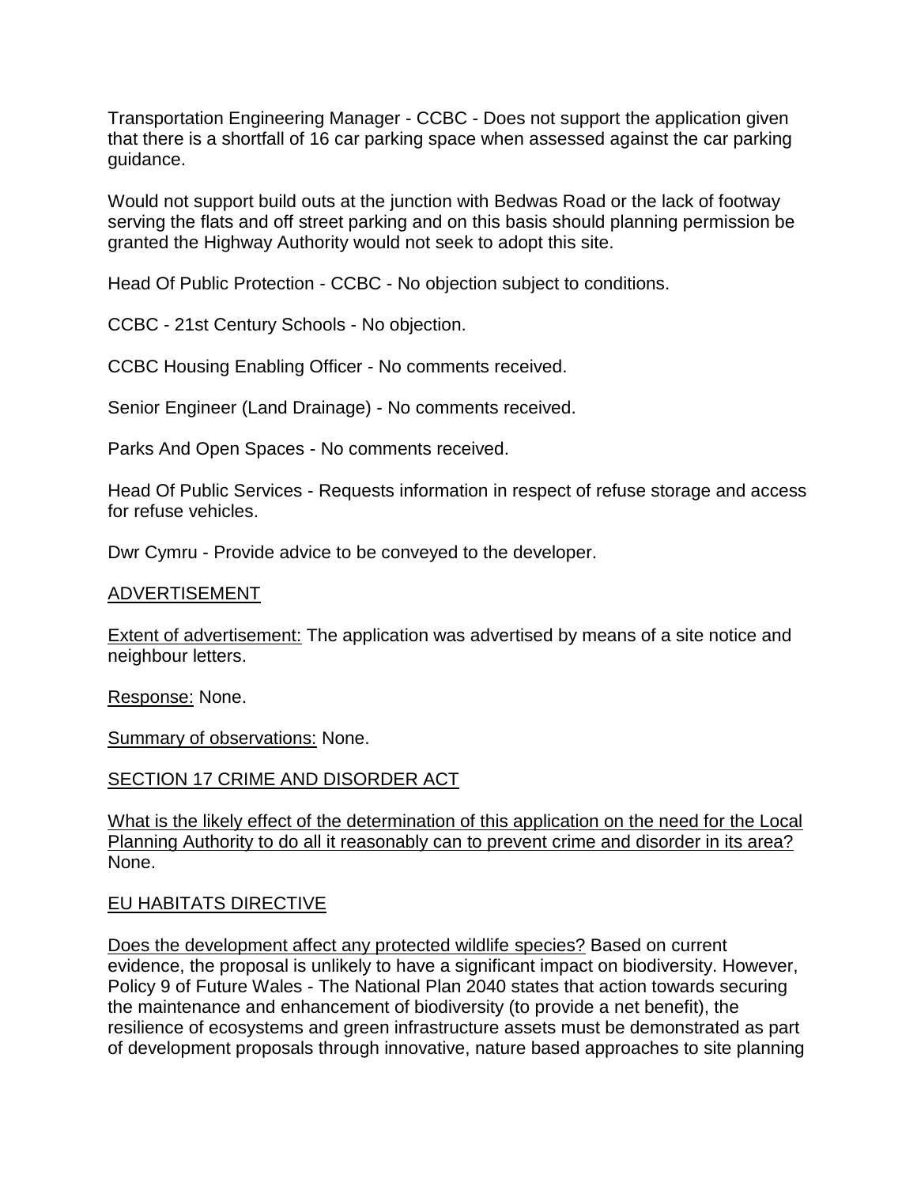Transportation Engineering Manager - CCBC - Does not support the application given that there is a shortfall of 16 car parking space when assessed against the car parking guidance.

Would not support build outs at the junction with Bedwas Road or the lack of footway serving the flats and off street parking and on this basis should planning permission be granted the Highway Authority would not seek to adopt this site.

Head Of Public Protection - CCBC - No objection subject to conditions.

CCBC - 21st Century Schools - No objection.

CCBC Housing Enabling Officer - No comments received.

Senior Engineer (Land Drainage) - No comments received.

Parks And Open Spaces - No comments received.

Head Of Public Services - Requests information in respect of refuse storage and access for refuse vehicles.

Dwr Cymru - Provide advice to be conveyed to the developer.

## ADVERTISEMENT

Extent of advertisement: The application was advertised by means of a site notice and neighbour letters.

Response: None.

Summary of observations: None.

## SECTION 17 CRIME AND DISORDER ACT

What is the likely effect of the determination of this application on the need for the Local Planning Authority to do all it reasonably can to prevent crime and disorder in its area? None.

## EU HABITATS DIRECTIVE

Does the development affect any protected wildlife species? Based on current evidence, the proposal is unlikely to have a significant impact on biodiversity. However, Policy 9 of Future Wales - The National Plan 2040 states that action towards securing the maintenance and enhancement of biodiversity (to provide a net benefit), the resilience of ecosystems and green infrastructure assets must be demonstrated as part of development proposals through innovative, nature based approaches to site planning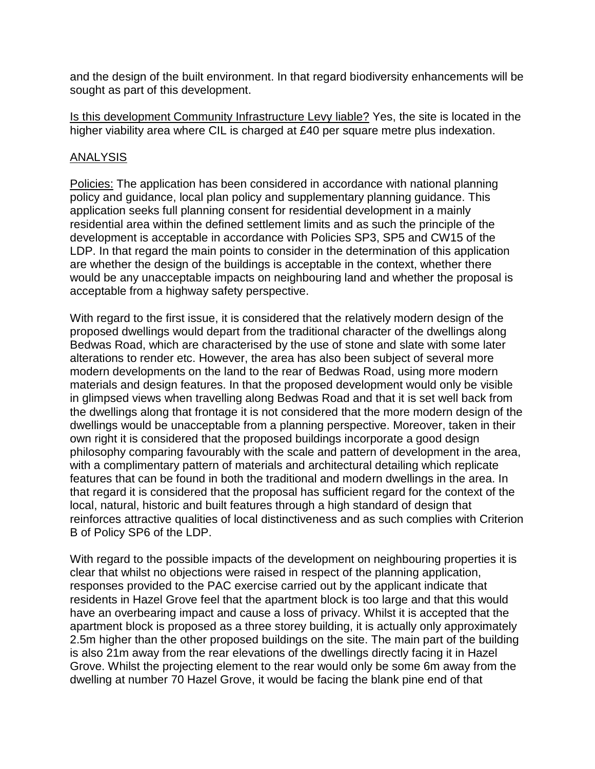and the design of the built environment. In that regard biodiversity enhancements will be sought as part of this development.

Is this development Community Infrastructure Levy liable? Yes, the site is located in the higher viability area where CIL is charged at £40 per square metre plus indexation.

ANALYSIS

Policies: The application has been considered in accordance with national planning policy and guidance, local plan policy and supplementary planning guidance. This application seeks full planning consent for residential development in a mainly residential area within the defined settlement limits and as such the principle of the development is acceptable in accordance with Policies SP3, SP5 and CW15 of the LDP. In that regard the main points to consider in the determination of this application are whether the design of the buildings is acceptable in the context, whether there would be any unacceptable impacts on neighbouring land and whether the proposal is acceptable from a highway safety perspective.

With regard to the first issue, it is considered that the relatively modern design of the proposed dwellings would depart from the traditional character of the dwellings along Bedwas Road, which are characterised by the use of stone and slate with some later alterations to render etc. However, the area has also been subject of several more modern developments on the land to the rear of Bedwas Road, using more modern materials and design features. In that the proposed development would only be visible in glimpsed views when travelling along Bedwas Road and that it is set well back from the dwellings along that frontage it is not considered that the more modern design of the dwellings would be unacceptable from a planning perspective. Moreover, taken in their own right it is considered that the proposed buildings incorporate a good design philosophy comparing favourably with the scale and pattern of development in the area, with a complimentary pattern of materials and architectural detailing which replicate features that can be found in both the traditional and modern dwellings in the area. In that regard it is considered that the proposal has sufficient regard for the context of the local, natural, historic and built features through a high standard of design that reinforces attractive qualities of local distinctiveness and as such complies with Criterion B of Policy SP6 of the LDP.

With regard to the possible impacts of the development on neighbouring properties it is clear that whilst no objections were raised in respect of the planning application, responses provided to the PAC exercise carried out by the applicant indicate that residents in Hazel Grove feel that the apartment block is too large and that this would have an overbearing impact and cause a loss of privacy. Whilst it is accepted that the apartment block is proposed as a three storey building, it is actually only approximately 2.5m higher than the other proposed buildings on the site. The main part of the building is also 21m away from the rear elevations of the dwellings directly facing it in Hazel Grove. Whilst the projecting element to the rear would only be some 6m away from the dwelling at number 70 Hazel Grove, it would be facing the blank pine end of that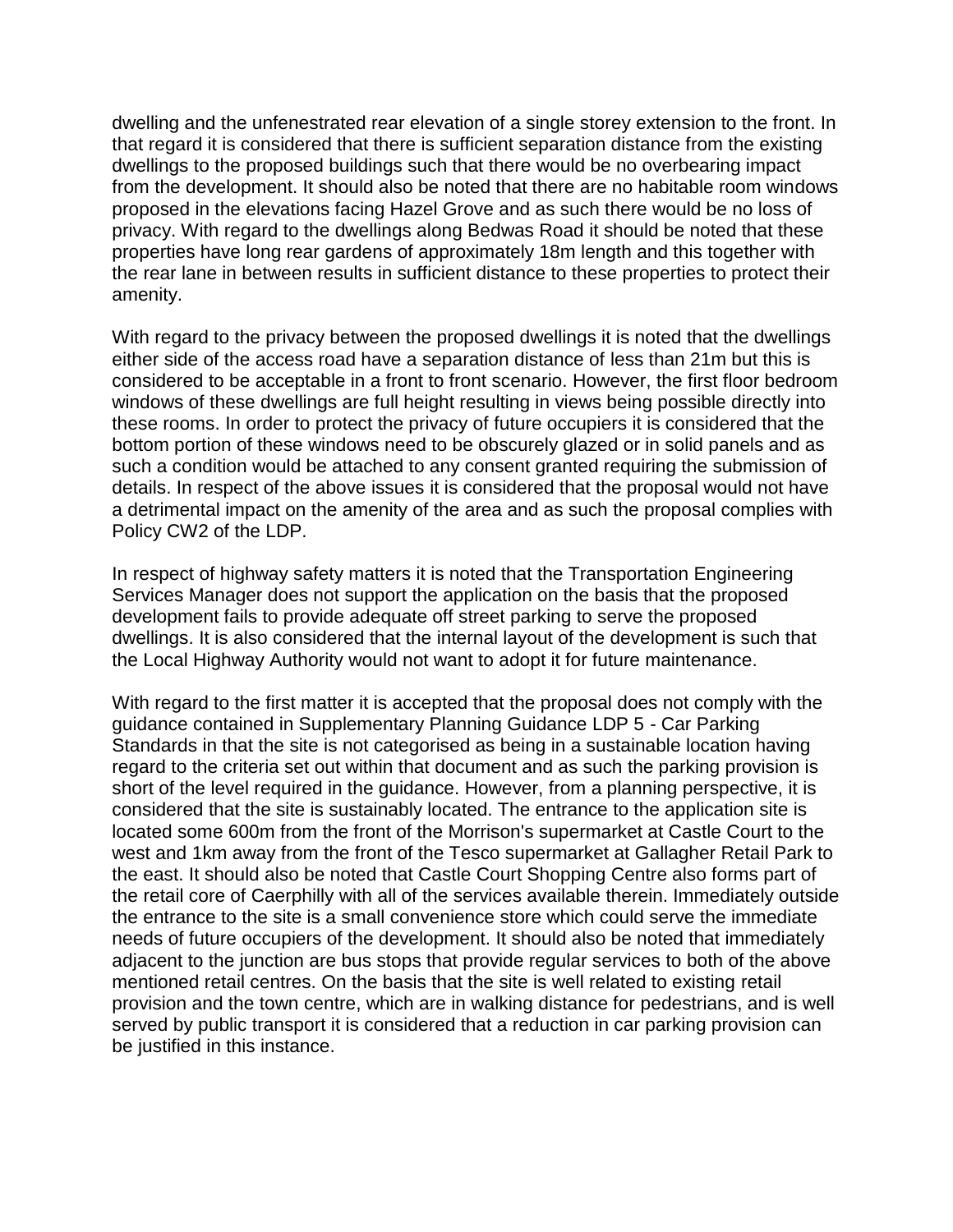dwelling and the unfenestrated rear elevation of a single storey extension to the front. In that regard it is considered that there is sufficient separation distance from the existing dwellings to the proposed buildings such that there would be no overbearing impact from the development. It should also be noted that there are no habitable room windows proposed in the elevations facing Hazel Grove and as such there would be no loss of privacy. With regard to the dwellings along Bedwas Road it should be noted that these properties have long rear gardens of approximately 18m length and this together with the rear lane in between results in sufficient distance to these properties to protect their amenity.

With regard to the privacy between the proposed dwellings it is noted that the dwellings either side of the access road have a separation distance of less than 21m but this is considered to be acceptable in a front to front scenario. However, the first floor bedroom windows of these dwellings are full height resulting in views being possible directly into these rooms. In order to protect the privacy of future occupiers it is considered that the bottom portion of these windows need to be obscurely glazed or in solid panels and as such a condition would be attached to any consent granted requiring the submission of details. In respect of the above issues it is considered that the proposal would not have a detrimental impact on the amenity of the area and as such the proposal complies with Policy CW2 of the LDP.

In respect of highway safety matters it is noted that the Transportation Engineering Services Manager does not support the application on the basis that the proposed development fails to provide adequate off street parking to serve the proposed dwellings. It is also considered that the internal layout of the development is such that the Local Highway Authority would not want to adopt it for future maintenance.

With regard to the first matter it is accepted that the proposal does not comply with the guidance contained in Supplementary Planning Guidance LDP 5 - Car Parking Standards in that the site is not categorised as being in a sustainable location having regard to the criteria set out within that document and as such the parking provision is short of the level required in the guidance. However, from a planning perspective, it is considered that the site is sustainably located. The entrance to the application site is located some 600m from the front of the Morrison's supermarket at Castle Court to the west and 1km away from the front of the Tesco supermarket at Gallagher Retail Park to the east. It should also be noted that Castle Court Shopping Centre also forms part of the retail core of Caerphilly with all of the services available therein. Immediately outside the entrance to the site is a small convenience store which could serve the immediate needs of future occupiers of the development. It should also be noted that immediately adjacent to the junction are bus stops that provide regular services to both of the above mentioned retail centres. On the basis that the site is well related to existing retail provision and the town centre, which are in walking distance for pedestrians, and is well served by public transport it is considered that a reduction in car parking provision can be justified in this instance.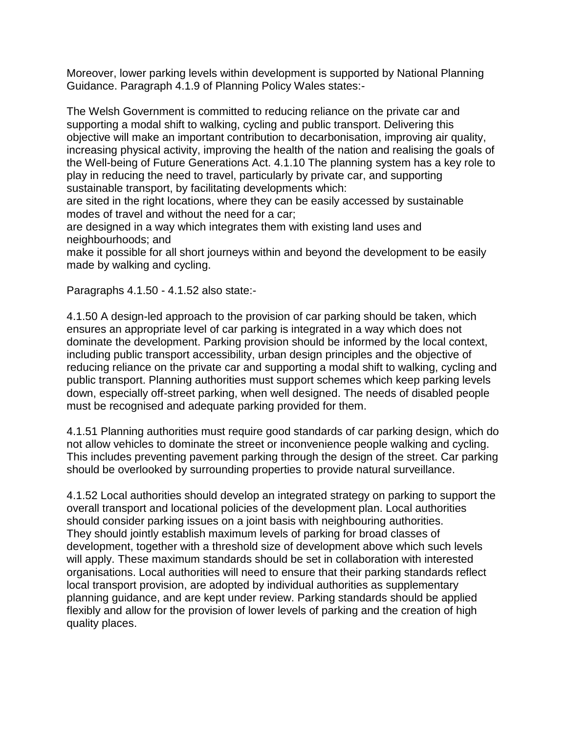Moreover, lower parking levels within development is supported by National Planning Guidance. Paragraph 4.1.9 of Planning Policy Wales states:-

The Welsh Government is committed to reducing reliance on the private car and supporting a modal shift to walking, cycling and public transport. Delivering this objective will make an important contribution to decarbonisation, improving air quality, increasing physical activity, improving the health of the nation and realising the goals of the Well-being of Future Generations Act. 4.1.10 The planning system has a key role to play in reducing the need to travel, particularly by private car, and supporting sustainable transport, by facilitating developments which:
are sited in the right locations, where they can be easily accessed by sustainable modes of travel and without the need for a car;
are designed in a way which integrates them with existing land uses and neighbourhoods; and
make it possible for all short journeys within and beyond the development to be easily made by walking and cycling.

Paragraphs 4.1.50 - 4.1.52 also state:-

4.1.50 A design-led approach to the provision of car parking should be taken, which ensures an appropriate level of car parking is integrated in a way which does not dominate the development. Parking provision should be informed by the local context, including public transport accessibility, urban design principles and the objective of reducing reliance on the private car and supporting a modal shift to walking, cycling and public transport. Planning authorities must support schemes which keep parking levels down, especially off-street parking, when well designed. The needs of disabled people must be recognised and adequate parking provided for them.

4.1.51 Planning authorities must require good standards of car parking design, which do not allow vehicles to dominate the street or inconvenience people walking and cycling. This includes preventing pavement parking through the design of the street. Car parking should be overlooked by surrounding properties to provide natural surveillance.

4.1.52 Local authorities should develop an integrated strategy on parking to support the overall transport and locational policies of the development plan. Local authorities should consider parking issues on a joint basis with neighbouring authorities. They should jointly establish maximum levels of parking for broad classes of development, together with a threshold size of development above which such levels will apply. These maximum standards should be set in collaboration with interested organisations. Local authorities will need to ensure that their parking standards reflect local transport provision, are adopted by individual authorities as supplementary planning guidance, and are kept under review. Parking standards should be applied flexibly and allow for the provision of lower levels of parking and the creation of high quality places.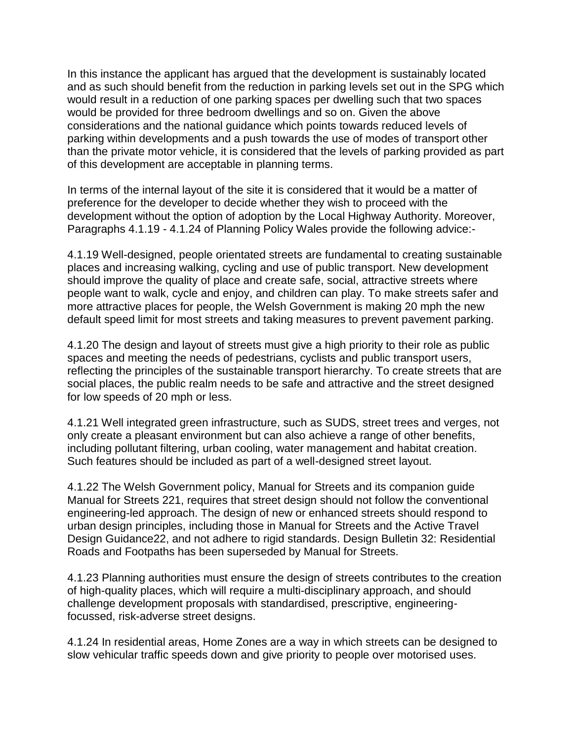In this instance the applicant has argued that the development is sustainably located and as such should benefit from the reduction in parking levels set out in the SPG which would result in a reduction of one parking spaces per dwelling such that two spaces would be provided for three bedroom dwellings and so on. Given the above considerations and the national guidance which points towards reduced levels of parking within developments and a push towards the use of modes of transport other than the private motor vehicle, it is considered that the levels of parking provided as part of this development are acceptable in planning terms.

In terms of the internal layout of the site it is considered that it would be a matter of preference for the developer to decide whether they wish to proceed with the development without the option of adoption by the Local Highway Authority. Moreover, Paragraphs 4.1.19 - 4.1.24 of Planning Policy Wales provide the following advice:-

4.1.19 Well-designed, people orientated streets are fundamental to creating sustainable places and increasing walking, cycling and use of public transport. New development should improve the quality of place and create safe, social, attractive streets where people want to walk, cycle and enjoy, and children can play. To make streets safer and more attractive places for people, the Welsh Government is making 20 mph the new default speed limit for most streets and taking measures to prevent pavement parking.

4.1.20 The design and layout of streets must give a high priority to their role as public spaces and meeting the needs of pedestrians, cyclists and public transport users, reflecting the principles of the sustainable transport hierarchy. To create streets that are social places, the public realm needs to be safe and attractive and the street designed for low speeds of 20 mph or less.

4.1.21 Well integrated green infrastructure, such as SUDS, street trees and verges, not only create a pleasant environment but can also achieve a range of other benefits, including pollutant filtering, urban cooling, water management and habitat creation. Such features should be included as part of a well-designed street layout.

4.1.22 The Welsh Government policy, Manual for Streets and its companion guide Manual for Streets 2[21], requires that street design should not follow the conventional engineering-led approach. The design of new or enhanced streets should respond to urban design principles, including those in Manual for Streets and the Active Travel Design Guidance[22], and not adhere to rigid standards. Design Bulletin 32: Residential Roads and Footpaths has been superseded by Manual for Streets.

4.1.23 Planning authorities must ensure the design of streets contributes to the creation of high-quality places, which will require a multi-disciplinary approach, and should challenge development proposals with standardised, prescriptive, engineering-focussed, risk-adverse street designs.

4.1.24 In residential areas, Home Zones are a way in which streets can be designed to slow vehicular traffic speeds down and give priority to people over motorised uses.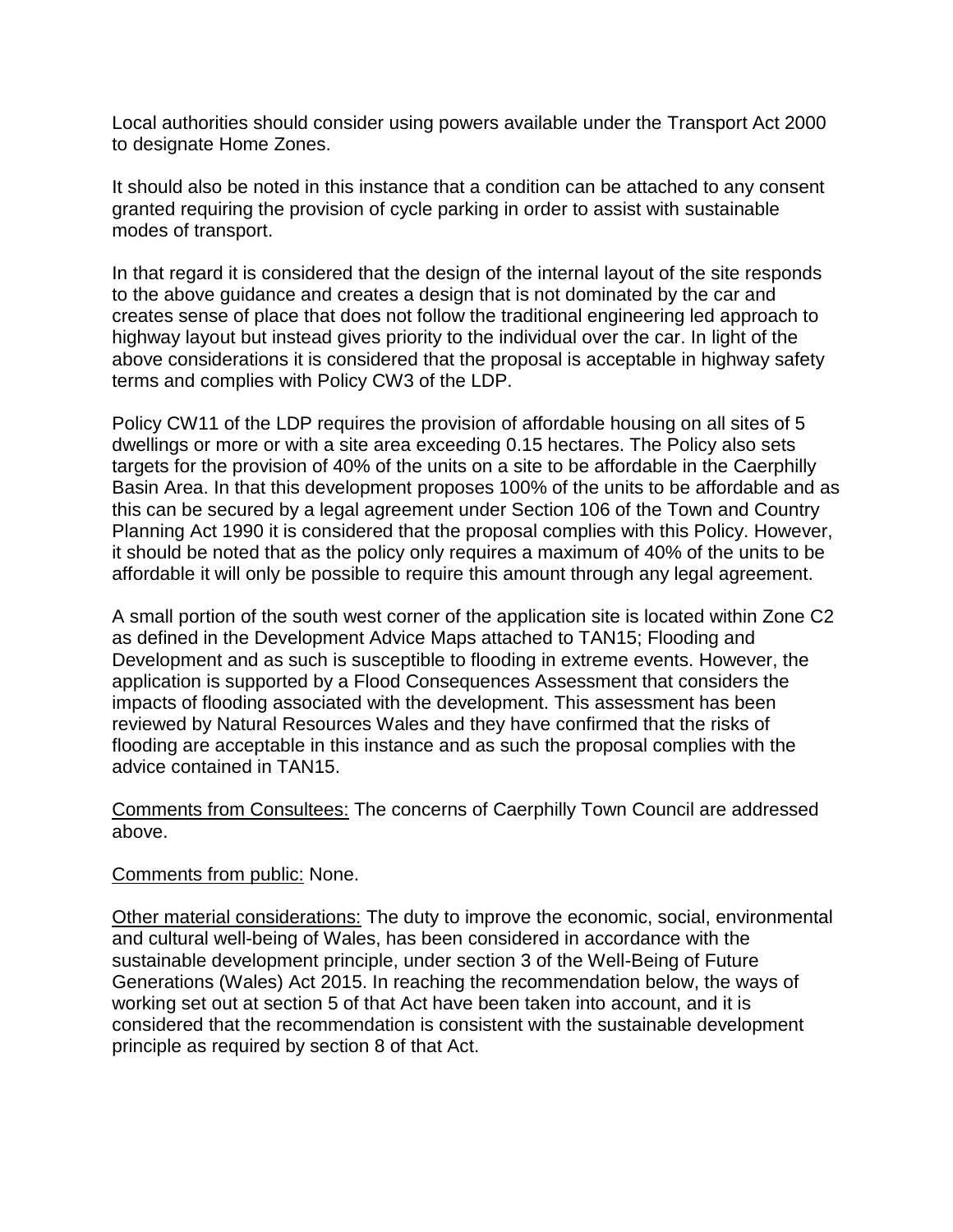Local authorities should consider using powers available under the Transport Act 2000 to designate Home Zones.

It should also be noted in this instance that a condition can be attached to any consent granted requiring the provision of cycle parking in order to assist with sustainable modes of transport.

In that regard it is considered that the design of the internal layout of the site responds to the above guidance and creates a design that is not dominated by the car and creates sense of place that does not follow the traditional engineering led approach to highway layout but instead gives priority to the individual over the car. In light of the above considerations it is considered that the proposal is acceptable in highway safety terms and complies with Policy CW3 of the LDP.

Policy CW11 of the LDP requires the provision of affordable housing on all sites of 5 dwellings or more or with a site area exceeding 0.15 hectares. The Policy also sets targets for the provision of 40% of the units on a site to be affordable in the Caerphilly Basin Area. In that this development proposes 100% of the units to be affordable and as this can be secured by a legal agreement under Section 106 of the Town and Country Planning Act 1990 it is considered that the proposal complies with this Policy. However, it should be noted that as the policy only requires a maximum of 40% of the units to be affordable it will only be possible to require this amount through any legal agreement.

A small portion of the south west corner of the application site is located within Zone C2 as defined in the Development Advice Maps attached to TAN15; Flooding and Development and as such is susceptible to flooding in extreme events. However, the application is supported by a Flood Consequences Assessment that considers the impacts of flooding associated with the development. This assessment has been reviewed by Natural Resources Wales and they have confirmed that the risks of flooding are acceptable in this instance and as such the proposal complies with the advice contained in TAN15.

<u>Comments from Consultees:</u> The concerns of Caerphilly Town Council are addressed above.

<u>Comments from public:</u> None.

<u>Other material considerations:</u> The duty to improve the economic, social, environmental and cultural well-being of Wales, has been considered in accordance with the sustainable development principle, under section 3 of the Well-Being of Future Generations (Wales) Act 2015. In reaching the recommendation below, the ways of working set out at section 5 of that Act have been taken into account, and it is considered that the recommendation is consistent with the sustainable development principle as required by section 8 of that Act.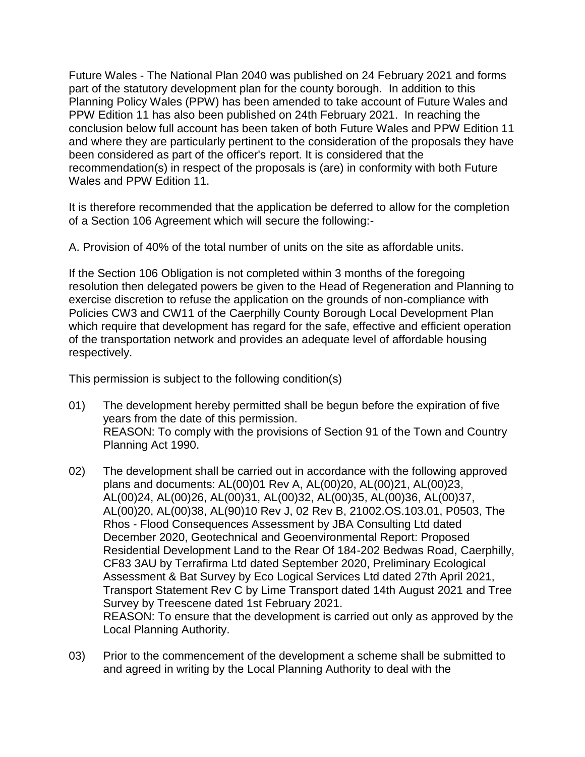Future Wales - The National Plan 2040 was published on 24 February 2021 and forms part of the statutory development plan for the county borough. In addition to this Planning Policy Wales (PPW) has been amended to take account of Future Wales and PPW Edition 11 has also been published on 24th February 2021. In reaching the conclusion below full account has been taken of both Future Wales and PPW Edition 11 and where they are particularly pertinent to the consideration of the proposals they have been considered as part of the officer's report. It is considered that the recommendation(s) in respect of the proposals is (are) in conformity with both Future Wales and PPW Edition 11.

It is therefore recommended that the application be deferred to allow for the completion of a Section 106 Agreement which will secure the following:-

A. Provision of 40% of the total number of units on the site as affordable units.

If the Section 106 Obligation is not completed within 3 months of the foregoing resolution then delegated powers be given to the Head of Regeneration and Planning to exercise discretion to refuse the application on the grounds of non-compliance with Policies CW3 and CW11 of the Caerphilly County Borough Local Development Plan which require that development has regard for the safe, effective and efficient operation of the transportation network and provides an adequate level of affordable housing respectively.

This permission is subject to the following condition(s)

01) The development hereby permitted shall be begun before the expiration of five years from the date of this permission.
REASON: To comply with the provisions of Section 91 of the Town and Country Planning Act 1990.

02) The development shall be carried out in accordance with the following approved plans and documents: AL(00)01 Rev A, AL(00)20, AL(00)21, AL(00)23, AL(00)24, AL(00)26, AL(00)31, AL(00)32, AL(00)35, AL(00)36, AL(00)37, AL(00)20, AL(00)38, AL(90)10 Rev J, 02 Rev B, 21002.OS.103.01, P0503, The Rhos - Flood Consequences Assessment by JBA Consulting Ltd dated December 2020, Geotechnical and Geoenvironmental Report: Proposed Residential Development Land to the Rear Of 184-202 Bedwas Road, Caerphilly, CF83 3AU by Terrafirma Ltd dated September 2020, Preliminary Ecological Assessment & Bat Survey by Eco Logical Services Ltd dated 27th April 2021, Transport Statement Rev C by Lime Transport dated 14th August 2021 and Tree Survey by Treescene dated 1st February 2021.
REASON: To ensure that the development is carried out only as approved by the Local Planning Authority.

03) Prior to the commencement of the development a scheme shall be submitted to and agreed in writing by the Local Planning Authority to deal with the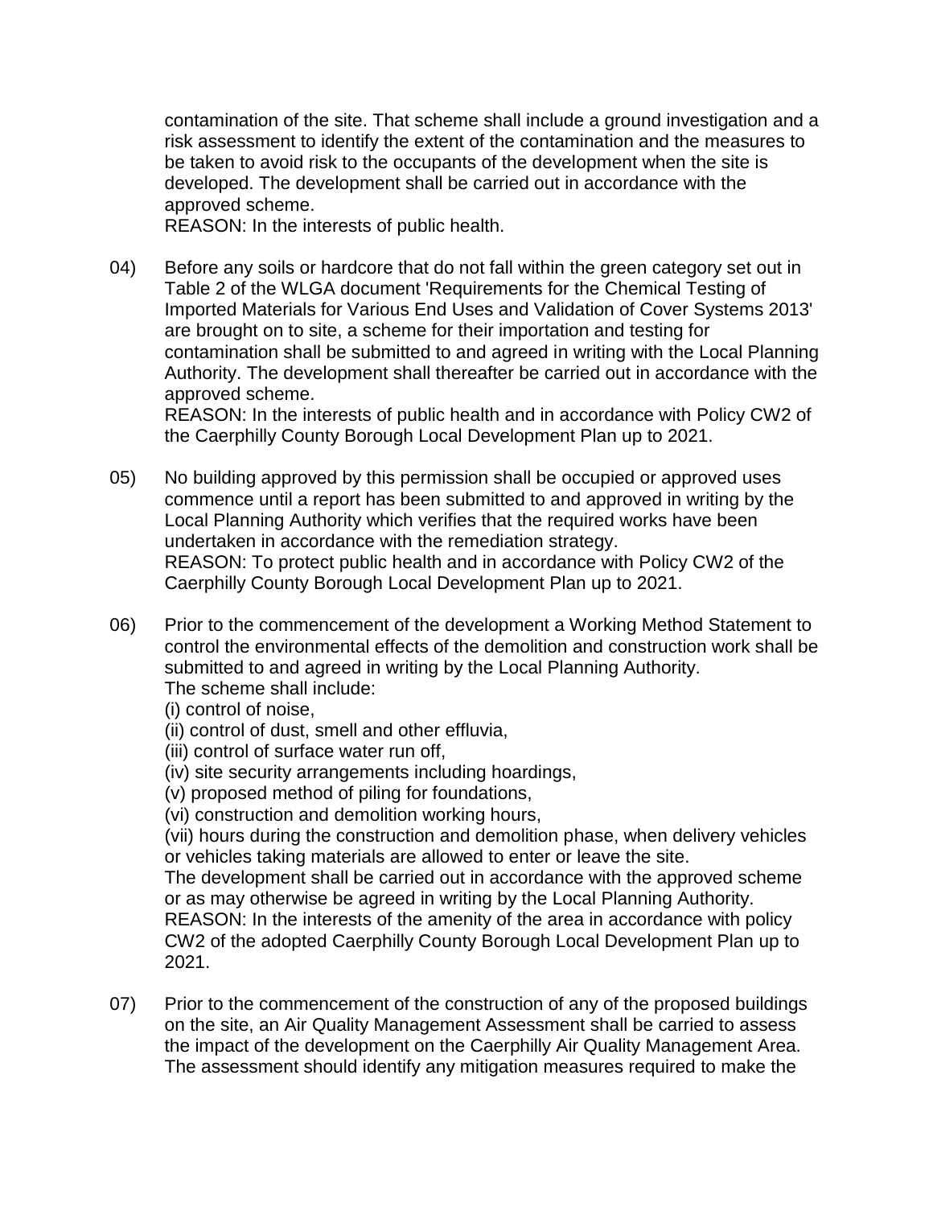contamination of the site. That scheme shall include a ground investigation and a risk assessment to identify the extent of the contamination and the measures to be taken to avoid risk to the occupants of the development when the site is developed. The development shall be carried out in accordance with the approved scheme.
REASON: In the interests of public health.

04) Before any soils or hardcore that do not fall within the green category set out in Table 2 of the WLGA document 'Requirements for the Chemical Testing of Imported Materials for Various End Uses and Validation of Cover Systems 2013' are brought on to site, a scheme for their importation and testing for contamination shall be submitted to and agreed in writing with the Local Planning Authority. The development shall thereafter be carried out in accordance with the approved scheme.
REASON: In the interests of public health and in accordance with Policy CW2 of the Caerphilly County Borough Local Development Plan up to 2021.

05) No building approved by this permission shall be occupied or approved uses commence until a report has been submitted to and approved in writing by the Local Planning Authority which verifies that the required works have been undertaken in accordance with the remediation strategy.
REASON: To protect public health and in accordance with Policy CW2 of the Caerphilly County Borough Local Development Plan up to 2021.

06) Prior to the commencement of the development a Working Method Statement to control the environmental effects of the demolition and construction work shall be submitted to and agreed in writing by the Local Planning Authority.
The scheme shall include:
(i) control of noise,
(ii) control of dust, smell and other effluvia,
(iii) control of surface water run off,
(iv) site security arrangements including hoardings,
(v) proposed method of piling for foundations,
(vi) construction and demolition working hours,
(vii) hours during the construction and demolition phase, when delivery vehicles or vehicles taking materials are allowed to enter or leave the site.
The development shall be carried out in accordance with the approved scheme or as may otherwise be agreed in writing by the Local Planning Authority.
REASON: In the interests of the amenity of the area in accordance with policy CW2 of the adopted Caerphilly County Borough Local Development Plan up to 2021.

07) Prior to the commencement of the construction of any of the proposed buildings on the site, an Air Quality Management Assessment shall be carried to assess the impact of the development on the Caerphilly Air Quality Management Area. The assessment should identify any mitigation measures required to make the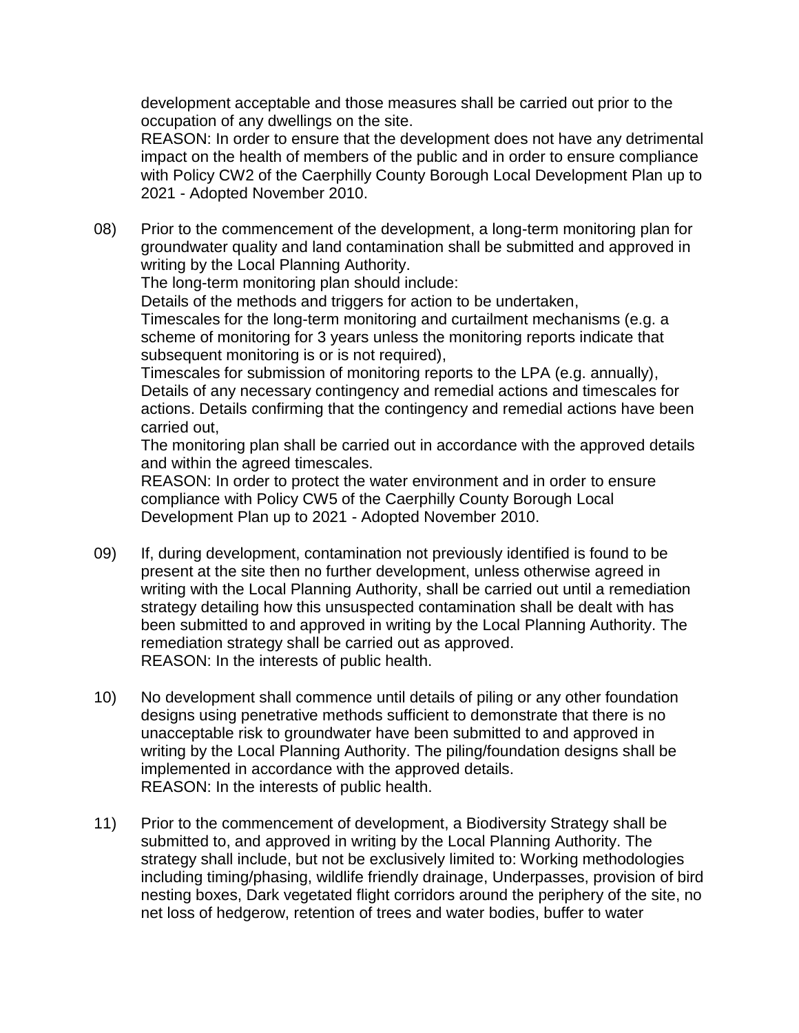development acceptable and those measures shall be carried out prior to the occupation of any dwellings on the site.
REASON: In order to ensure that the development does not have any detrimental impact on the health of members of the public and in order to ensure compliance with Policy CW2 of the Caerphilly County Borough Local Development Plan up to 2021 - Adopted November 2010.

08) Prior to the commencement of the development, a long-term monitoring plan for groundwater quality and land contamination shall be submitted and approved in writing by the Local Planning Authority.
The long-term monitoring plan should include:
Details of the methods and triggers for action to be undertaken,
Timescales for the long-term monitoring and curtailment mechanisms (e.g. a scheme of monitoring for 3 years unless the monitoring reports indicate that subsequent monitoring is or is not required),
Timescales for submission of monitoring reports to the LPA (e.g. annually),
Details of any necessary contingency and remedial actions and timescales for actions. Details confirming that the contingency and remedial actions have been carried out,
The monitoring plan shall be carried out in accordance with the approved details and within the agreed timescales.
REASON: In order to protect the water environment and in order to ensure compliance with Policy CW5 of the Caerphilly County Borough Local Development Plan up to 2021 - Adopted November 2010.

09) If, during development, contamination not previously identified is found to be present at the site then no further development, unless otherwise agreed in writing with the Local Planning Authority, shall be carried out until a remediation strategy detailing how this unsuspected contamination shall be dealt with has been submitted to and approved in writing by the Local Planning Authority. The remediation strategy shall be carried out as approved.
REASON: In the interests of public health.

10) No development shall commence until details of piling or any other foundation designs using penetrative methods sufficient to demonstrate that there is no unacceptable risk to groundwater have been submitted to and approved in writing by the Local Planning Authority. The piling/foundation designs shall be implemented in accordance with the approved details.
REASON: In the interests of public health.

11) Prior to the commencement of development, a Biodiversity Strategy shall be submitted to, and approved in writing by the Local Planning Authority. The strategy shall include, but not be exclusively limited to: Working methodologies including timing/phasing, wildlife friendly drainage, Underpasses, provision of bird nesting boxes, Dark vegetated flight corridors around the periphery of the site, no net loss of hedgerow, retention of trees and water bodies, buffer to water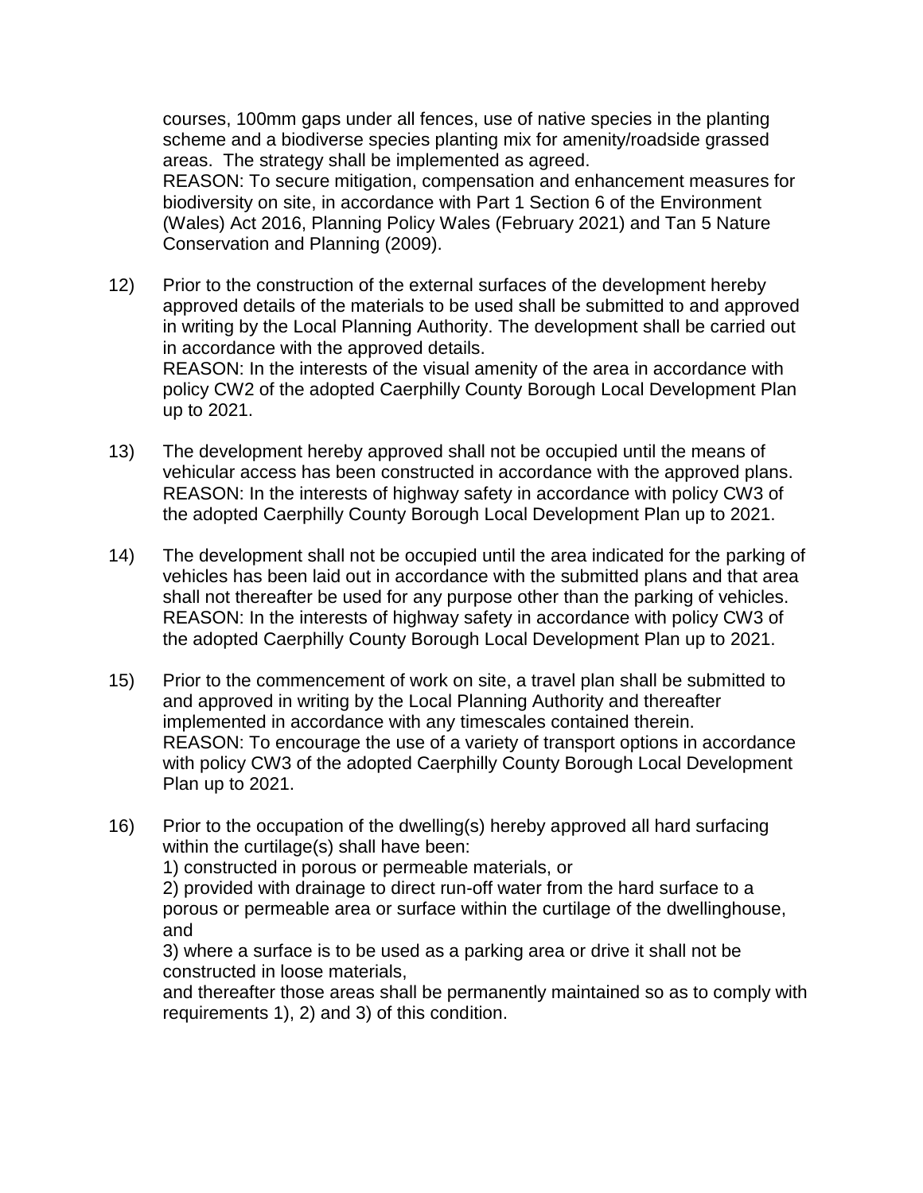courses, 100mm gaps under all fences, use of native species in the planting scheme and a biodiverse species planting mix for amenity/roadside grassed areas. The strategy shall be implemented as agreed.
REASON: To secure mitigation, compensation and enhancement measures for biodiversity on site, in accordance with Part 1 Section 6 of the Environment (Wales) Act 2016, Planning Policy Wales (February 2021) and Tan 5 Nature Conservation and Planning (2009).

12) Prior to the construction of the external surfaces of the development hereby approved details of the materials to be used shall be submitted to and approved in writing by the Local Planning Authority. The development shall be carried out in accordance with the approved details.
REASON: In the interests of the visual amenity of the area in accordance with policy CW2 of the adopted Caerphilly County Borough Local Development Plan up to 2021.

13) The development hereby approved shall not be occupied until the means of vehicular access has been constructed in accordance with the approved plans.
REASON: In the interests of highway safety in accordance with policy CW3 of the adopted Caerphilly County Borough Local Development Plan up to 2021.

14) The development shall not be occupied until the area indicated for the parking of vehicles has been laid out in accordance with the submitted plans and that area shall not thereafter be used for any purpose other than the parking of vehicles.
REASON: In the interests of highway safety in accordance with policy CW3 of the adopted Caerphilly County Borough Local Development Plan up to 2021.

15) Prior to the commencement of work on site, a travel plan shall be submitted to and approved in writing by the Local Planning Authority and thereafter implemented in accordance with any timescales contained therein.
REASON: To encourage the use of a variety of transport options in accordance with policy CW3 of the adopted Caerphilly County Borough Local Development Plan up to 2021.

16) Prior to the occupation of the dwelling(s) hereby approved all hard surfacing within the curtilage(s) shall have been:
1) constructed in porous or permeable materials, or
2) provided with drainage to direct run-off water from the hard surface to a porous or permeable area or surface within the curtilage of the dwellinghouse, and
3) where a surface is to be used as a parking area or drive it shall not be constructed in loose materials,
and thereafter those areas shall be permanently maintained so as to comply with requirements 1), 2) and 3) of this condition.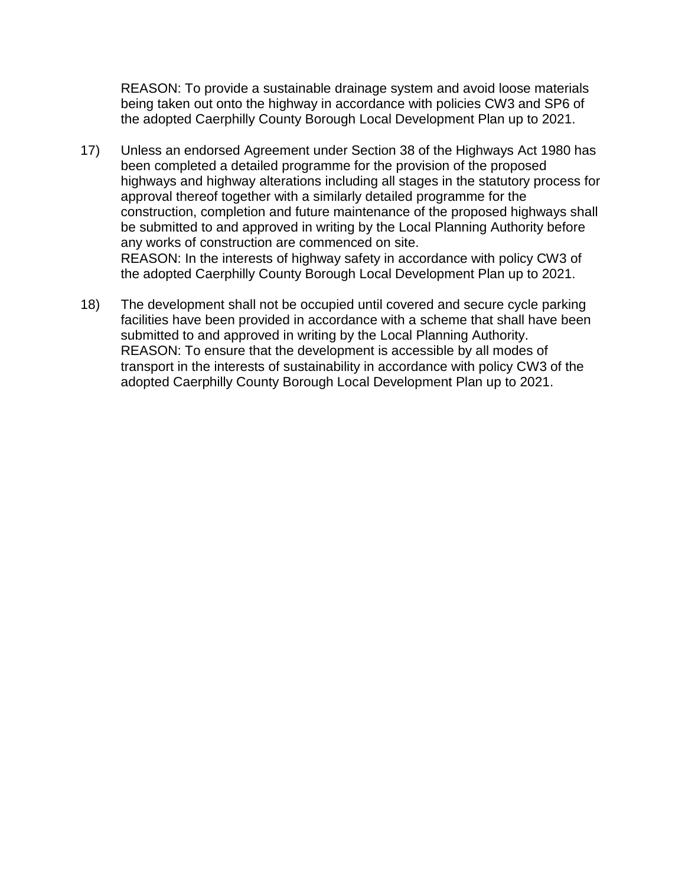REASON: To provide a sustainable drainage system and avoid loose materials being taken out onto the highway in accordance with policies CW3 and SP6 of the adopted Caerphilly County Borough Local Development Plan up to 2021.

17) Unless an endorsed Agreement under Section 38 of the Highways Act 1980 has been completed a detailed programme for the provision of the proposed highways and highway alterations including all stages in the statutory process for approval thereof together with a similarly detailed programme for the construction, completion and future maintenance of the proposed highways shall be submitted to and approved in writing by the Local Planning Authority before any works of construction are commenced on site.
REASON: In the interests of highway safety in accordance with policy CW3 of the adopted Caerphilly County Borough Local Development Plan up to 2021.

18) The development shall not be occupied until covered and secure cycle parking facilities have been provided in accordance with a scheme that shall have been submitted to and approved in writing by the Local Planning Authority.
REASON: To ensure that the development is accessible by all modes of transport in the interests of sustainability in accordance with policy CW3 of the adopted Caerphilly County Borough Local Development Plan up to 2021.